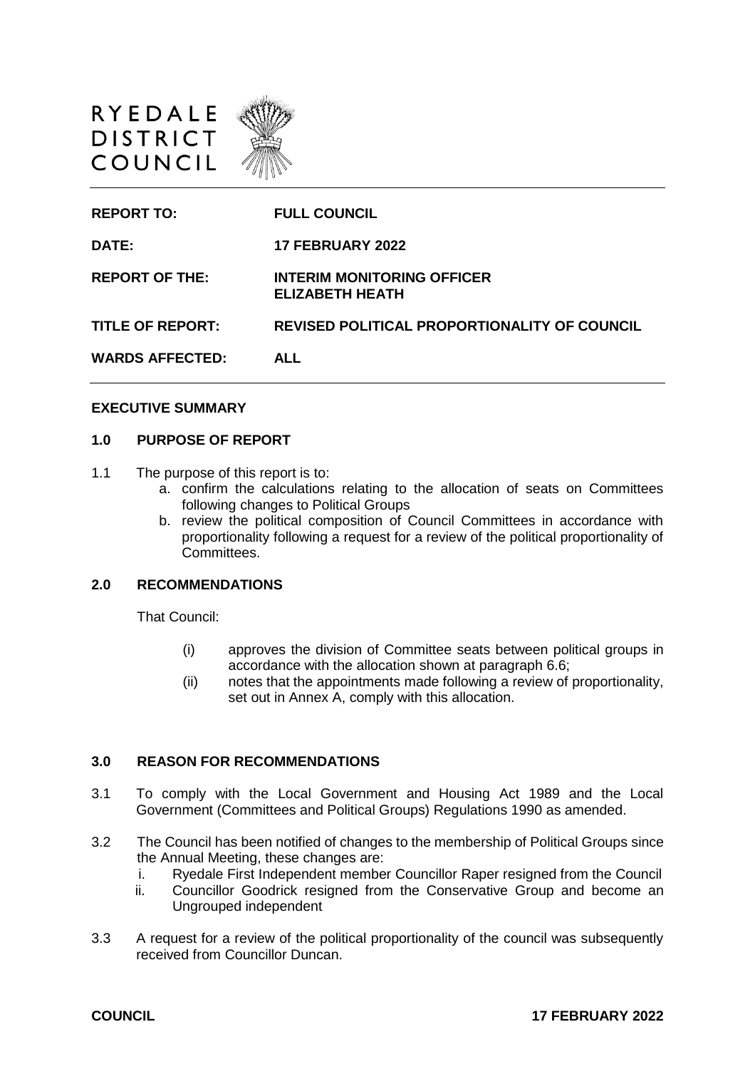RYEDALE DISTRICT COUNCIL

| | |
|---|---|
| **REPORT TO:** | **FULL COUNCIL** |
| **DATE:** | **17 FEBRUARY 2022** |
| **REPORT OF THE:** | **INTERIM MONITORING OFFICER ELIZABETH HEATH** |
| **TITLE OF REPORT:** | **REVISED POLITICAL PROPORTIONALITY OF COUNCIL** |
| **WARDS AFFECTED:** | **ALL** |

## EXECUTIVE SUMMARY

### 1.0 PURPOSE OF REPORT

1.1 The purpose of this report is to:

a. confirm the calculations relating to the allocation of seats on Committees following changes to Political Groups

b. review the political composition of Council Committees in accordance with proportionality following a request for a review of the political proportionality of Committees.

### 2.0 RECOMMENDATIONS

That Council:

(i) approves the division of Committee seats between political groups in accordance with the allocation shown at paragraph 6.6;

(ii) notes that the appointments made following a review of proportionality, set out in Annex A, comply with this allocation.

### 3.0 REASON FOR RECOMMENDATIONS

3.1 To comply with the Local Government and Housing Act 1989 and the Local Government (Committees and Political Groups) Regulations 1990 as amended.

3.2 The Council has been notified of changes to the membership of Political Groups since the Annual Meeting, these changes are:

i. Ryedale First Independent member Councillor Raper resigned from the Council

ii. Councillor Goodrick resigned from the Conservative Group and become an Ungrouped independent

3.3 A request for a review of the political proportionality of the council was subsequently received from Councillor Duncan.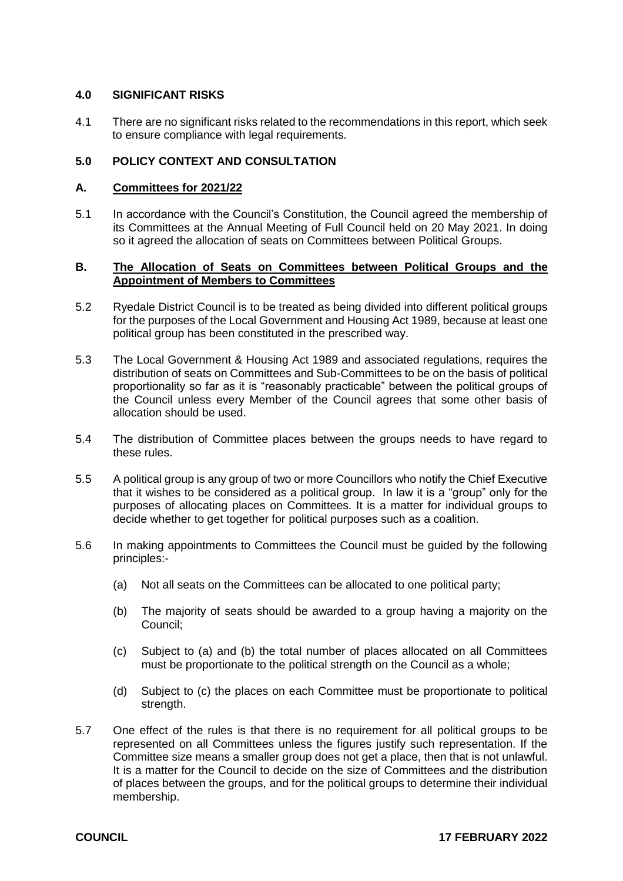## 4.0 SIGNIFICANT RISKS

4.1 There are no significant risks related to the recommendations in this report, which seek to ensure compliance with legal requirements.

## 5.0 POLICY CONTEXT AND CONSULTATION

### A. Committees for 2021/22

5.1 In accordance with the Council's Constitution, the Council agreed the membership of its Committees at the Annual Meeting of Full Council held on 20 May 2021. In doing so it agreed the allocation of seats on Committees between Political Groups.

### B. The Allocation of Seats on Committees between Political Groups and the Appointment of Members to Committees

5.2 Ryedale District Council is to be treated as being divided into different political groups for the purposes of the Local Government and Housing Act 1989, because at least one political group has been constituted in the prescribed way.

5.3 The Local Government & Housing Act 1989 and associated regulations, requires the distribution of seats on Committees and Sub-Committees to be on the basis of political proportionality so far as it is "reasonably practicable" between the political groups of the Council unless every Member of the Council agrees that some other basis of allocation should be used.

5.4 The distribution of Committee places between the groups needs to have regard to these rules.

5.5 A political group is any group of two or more Councillors who notify the Chief Executive that it wishes to be considered as a political group. In law it is a "group" only for the purposes of allocating places on Committees. It is a matter for individual groups to decide whether to get together for political purposes such as a coalition.

5.6 In making appointments to Committees the Council must be guided by the following principles:-

(a) Not all seats on the Committees can be allocated to one political party;

(b) The majority of seats should be awarded to a group having a majority on the Council;

(c) Subject to (a) and (b) the total number of places allocated on all Committees must be proportionate to the political strength on the Council as a whole;

(d) Subject to (c) the places on each Committee must be proportionate to political strength.

5.7 One effect of the rules is that there is no requirement for all political groups to be represented on all Committees unless the figures justify such representation. If the Committee size means a smaller group does not get a place, then that is not unlawful. It is a matter for the Council to decide on the size of Committees and the distribution of places between the groups, and for the political groups to determine their individual membership.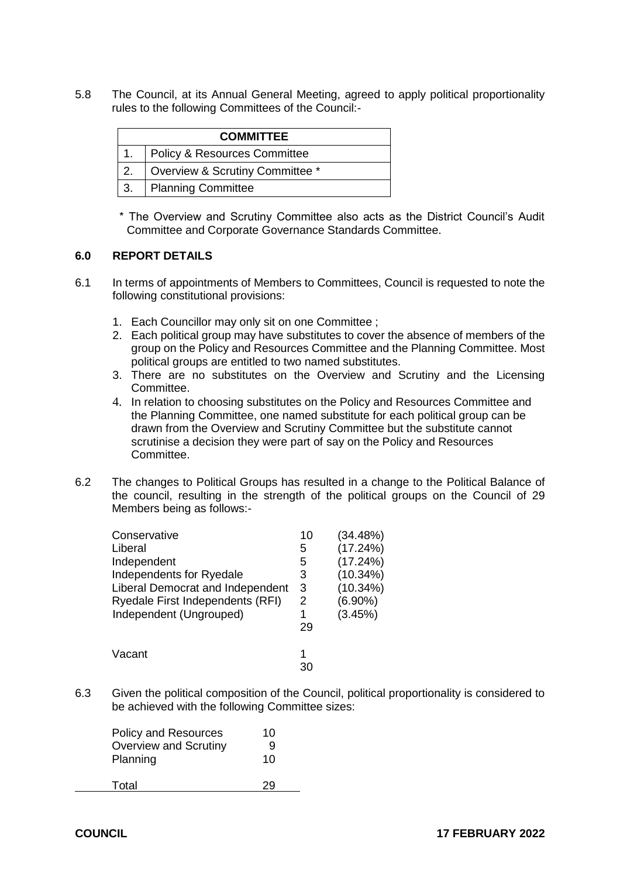5.8 The Council, at its Annual General Meeting, agreed to apply political proportionality rules to the following Committees of the Council:-

| | COMMITTEE |
|---|---|
| 1. | Policy & Resources Committee |
| 2. | Overview & Scrutiny Committee * |
| 3. | Planning Committee |

\* The Overview and Scrutiny Committee also acts as the District Council's Audit Committee and Corporate Governance Standards Committee.

## 6.0 REPORT DETAILS

6.1 In terms of appointments of Members to Committees, Council is requested to note the following constitutional provisions:

1. Each Councillor may only sit on one Committee ;
2. Each political group may have substitutes to cover the absence of members of the group on the Policy and Resources Committee and the Planning Committee. Most political groups are entitled to two named substitutes.
3. There are no substitutes on the Overview and Scrutiny and the Licensing Committee.
4. In relation to choosing substitutes on the Policy and Resources Committee and the Planning Committee, one named substitute for each political group can be drawn from the Overview and Scrutiny Committee but the substitute cannot scrutinise a decision they were part of say on the Policy and Resources Committee.

6.2 The changes to Political Groups has resulted in a change to the Political Balance of the council, resulting in the strength of the political groups on the Council of 29 Members being as follows:-

| | | |
|---|---|---|
| Conservative | 10 | (34.48%) |
| Liberal | 5 | (17.24%) |
| Independent | 5 | (17.24%) |
| Independents for Ryedale | 3 | (10.34%) |
| Liberal Democrat and Independent | 3 | (10.34%) |
| Ryedale First Independents (RFI) | 2 | (6.90%) |
| Independent (Ungrouped) | 1 | (3.45%) |
| | 29 | |
| Vacant | 1 | |
| | 30 | |

6.3 Given the political composition of the Council, political proportionality is considered to be achieved with the following Committee sizes:

| | |
|---|---|
| Policy and Resources | 10 |
| Overview and Scrutiny | 9 |
| Planning | 10 |
| Total | 29 |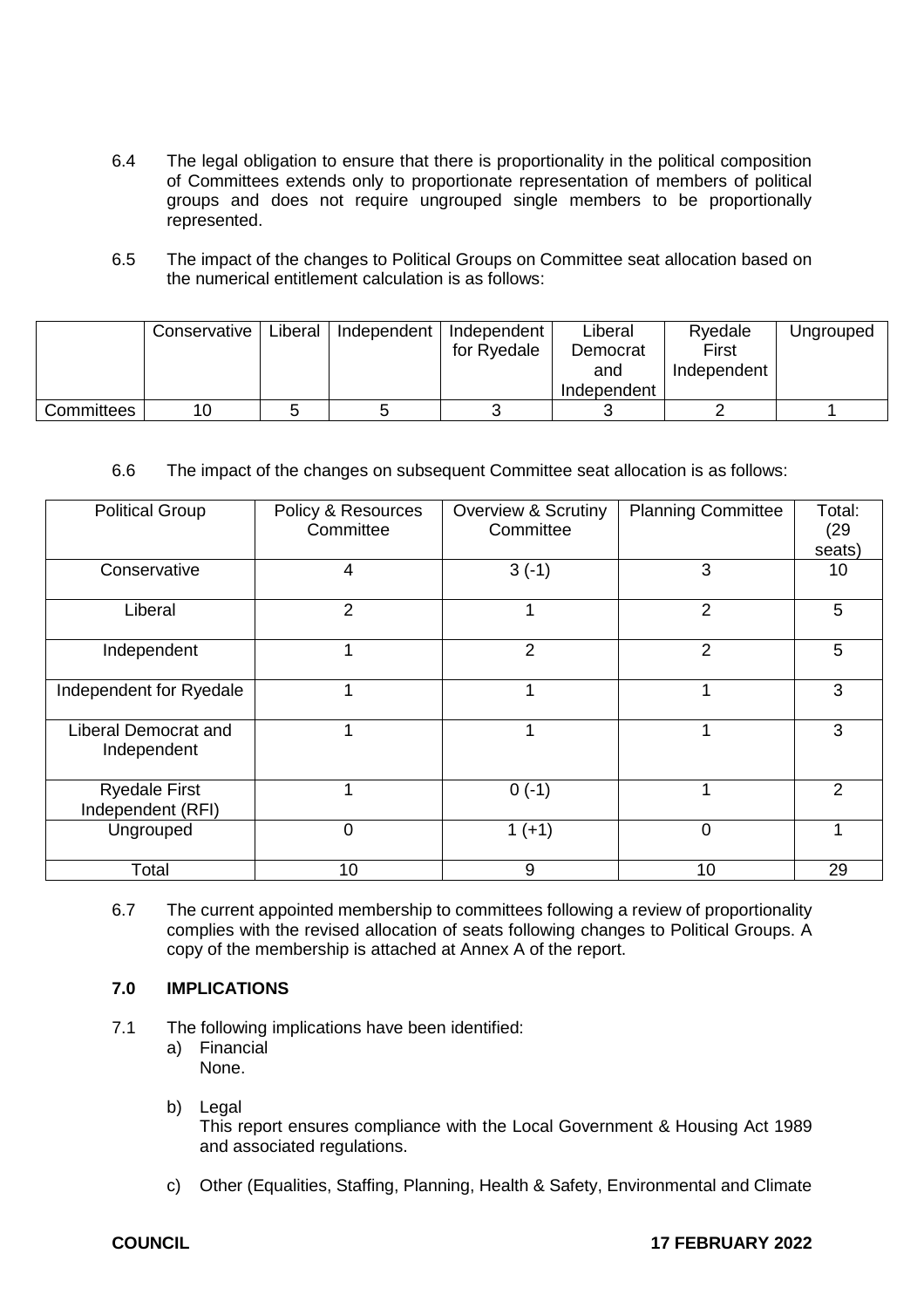6.4 The legal obligation to ensure that there is proportionality in the political composition of Committees extends only to proportionate representation of members of political groups and does not require ungrouped single members to be proportionally represented.

6.5 The impact of the changes to Political Groups on Committee seat allocation based on the numerical entitlement calculation is as follows:

| | Conservative | Liberal | Independent | Independent for Ryedale | Liberal Democrat and Independent | Ryedale First Independent | Ungrouped |
|---|---|---|---|---|---|---|---|
| Committees | 10 | 5 | 5 | 3 | 3 | 2 | 1 |

6.6 The impact of the changes on subsequent Committee seat allocation is as follows:

| Political Group | Policy & Resources Committee | Overview & Scrutiny Committee | Planning Committee | Total: (29 seats) |
|---|---|---|---|---|
| Conservative | 4 | 3 (-1) | 3 | 10 |
| Liberal | 2 | 1 | 2 | 5 |
| Independent | 1 | 2 | 2 | 5 |
| Independent for Ryedale | 1 | 1 | 1 | 3 |
| Liberal Democrat and Independent | 1 | 1 | 1 | 3 |
| Ryedale First Independent (RFI) | 1 | 0 (-1) | 1 | 2 |
| Ungrouped | 0 | 1 (+1) | 0 | 1 |
| Total | 10 | 9 | 10 | 29 |

6.7 The current appointed membership to committees following a review of proportionality complies with the revised allocation of seats following changes to Political Groups. A copy of the membership is attached at Annex A of the report.

## 7.0 IMPLICATIONS

7.1 The following implications have been identified:

a) Financial
   None.

b) Legal
   This report ensures compliance with the Local Government & Housing Act 1989 and associated regulations.

c) Other (Equalities, Staffing, Planning, Health & Safety, Environmental and Climate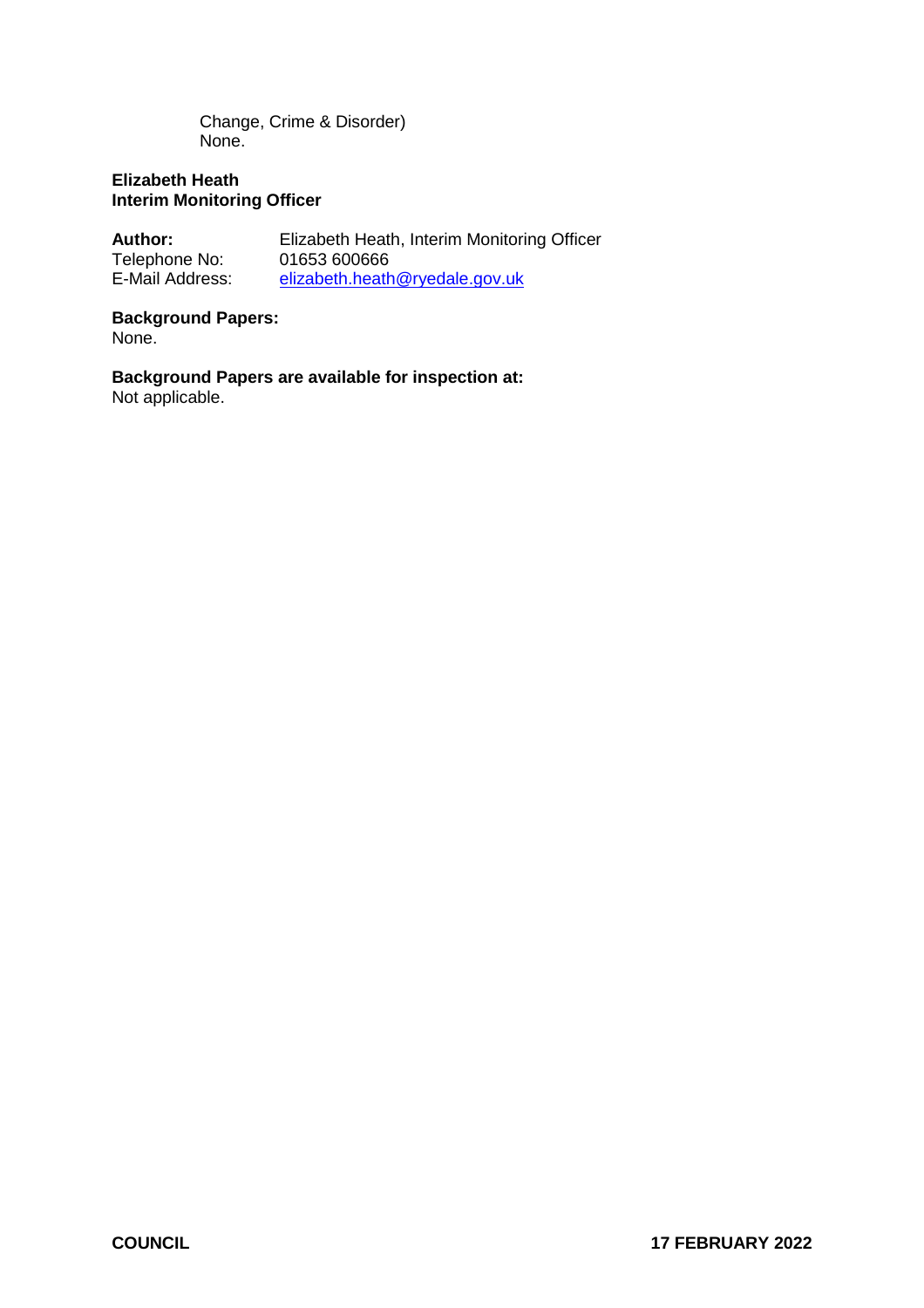Change, Crime & Disorder)
None.

**Elizabeth Heath**
**Interim Monitoring Officer**

**Author:** Elizabeth Heath, Interim Monitoring Officer
Telephone No: 01653 600666
E-Mail Address: elizabeth.heath@ryedale.gov.uk

**Background Papers:**
None.

**Background Papers are available for inspection at:**
Not applicable.

**COUNCIL** **17 FEBRUARY 2022**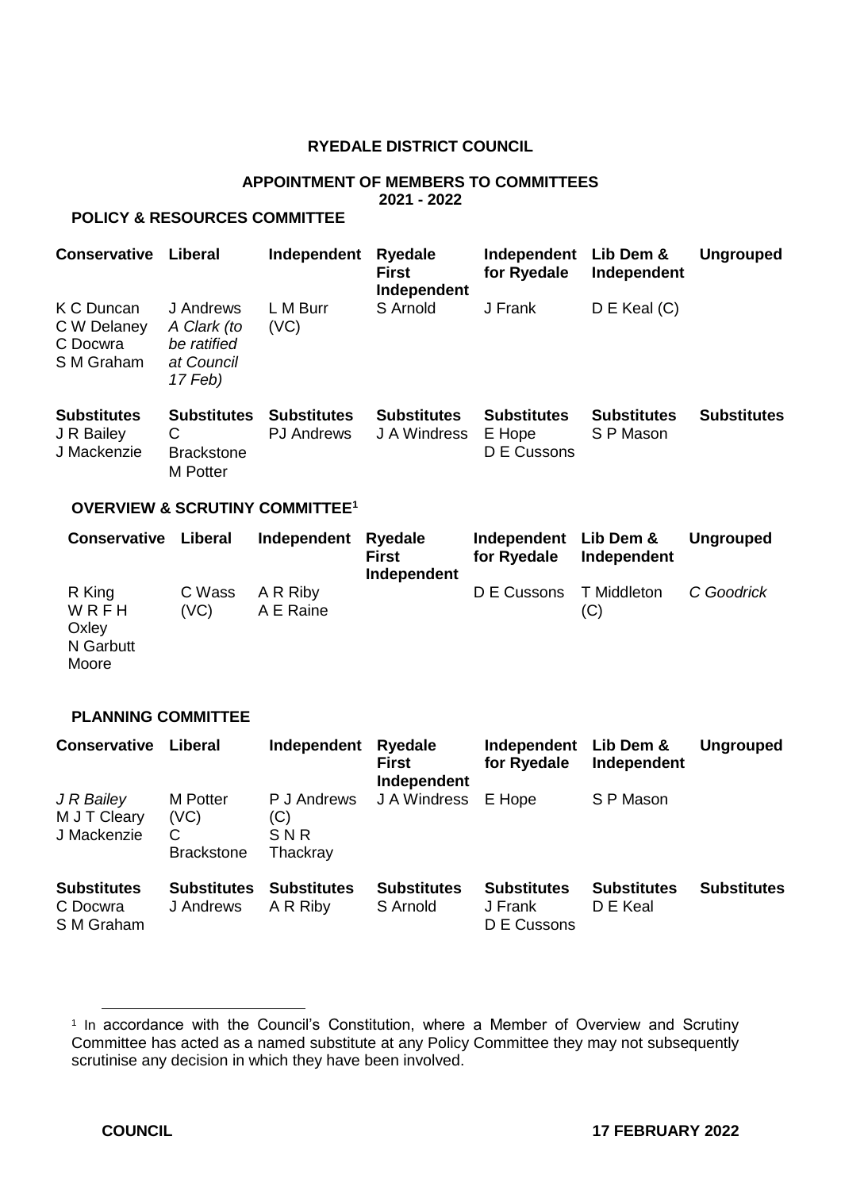**RYEDALE DISTRICT COUNCIL**

**APPOINTMENT OF MEMBERS TO COMMITTEES**
**2021 - 2022**

**POLICY & RESOURCES COMMITTEE**

| Conservative | Liberal | Independent | Ryedale First Independent | Independent for Ryedale | Lib Dem & Independent | Ungrouped |
|---|---|---|---|---|---|---|
| K C Duncan<br>C W Delaney<br>C Docwra<br>S M Graham | J Andrews<br>*A Clark (to be ratified at Council 17 Feb)* | L M Burr (VC) | S Arnold | J Frank | D E Keal (C) | |
| **Substitutes** | **Substitutes** | **Substitutes** | **Substitutes** | **Substitutes** | **Substitutes** | **Substitutes** |
| J R Bailey<br>J Mackenzie | C Brackstone<br>M Potter | PJ Andrews | J A Windress | E Hope<br>D E Cussons | S P Mason | |

**OVERVIEW & SCRUTINY COMMITTEE[1]**

| Conservative | Liberal | Independent | Ryedale First Independent | Independent for Ryedale | Lib Dem & Independent | Ungrouped |
|---|---|---|---|---|---|---|
| R King<br>W R F H Oxley<br>N Garbutt Moore | C Wass (VC) | A R Riby<br>A E Raine | | D E Cussons | T Middleton (C) | *C Goodrick* |

**PLANNING COMMITTEE**

| Conservative | Liberal | Independent | Ryedale First Independent | Independent for Ryedale | Lib Dem & Independent | Ungrouped |
|---|---|---|---|---|---|---|
| *J R Bailey*<br>M J T Cleary<br>J Mackenzie | M Potter (VC)<br>C Brackstone | P J Andrews (C)<br>S N R Thackray | J A Windress | E Hope | S P Mason | |
| **Substitutes** | **Substitutes** | **Substitutes** | **Substitutes** | **Substitutes** | **Substitutes** | **Substitutes** |
| C Docwra<br>S M Graham | J Andrews | A R Riby | S Arnold | J Frank<br>D E Cussons | D E Keal | |

[1] In accordance with the Council's Constitution, where a Member of Overview and Scrutiny Committee has acted as a named substitute at any Policy Committee they may not subsequently scrutinise any decision in which they have been involved.

**COUNCIL** **17 FEBRUARY 2022**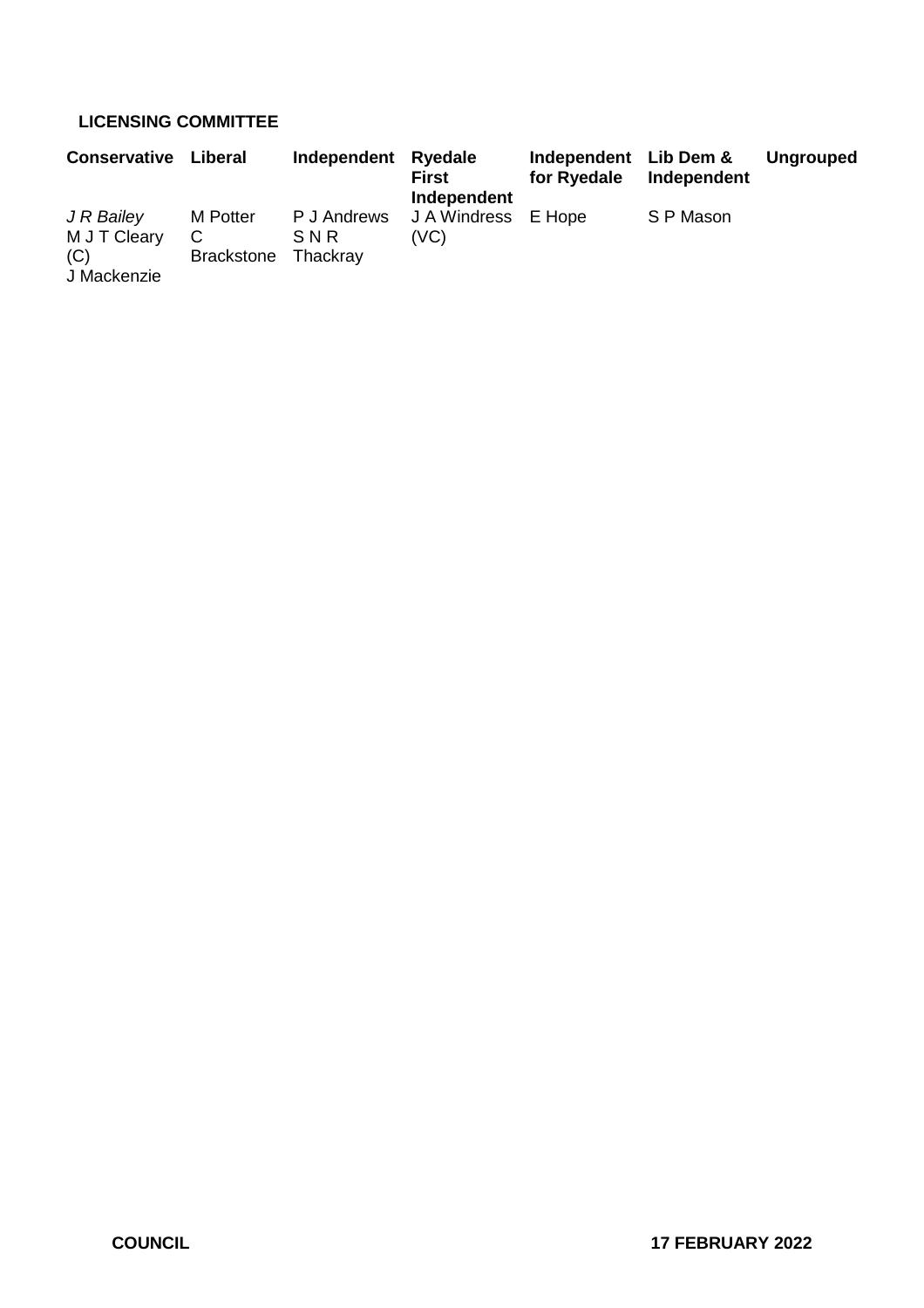**LICENSING COMMITTEE**

| Conservative | Liberal | Independent | Ryedale First Independent | Independent for Ryedale | Lib Dem & Independent | Ungrouped |
|---|---|---|---|---|---|---|
| *J R Bailey*<br>M J T Cleary (C)<br>J Mackenzie | M Potter<br>C Brackstone | P J Andrews<br>S N R Thackray | J A Windress (VC) | E Hope | S P Mason | |